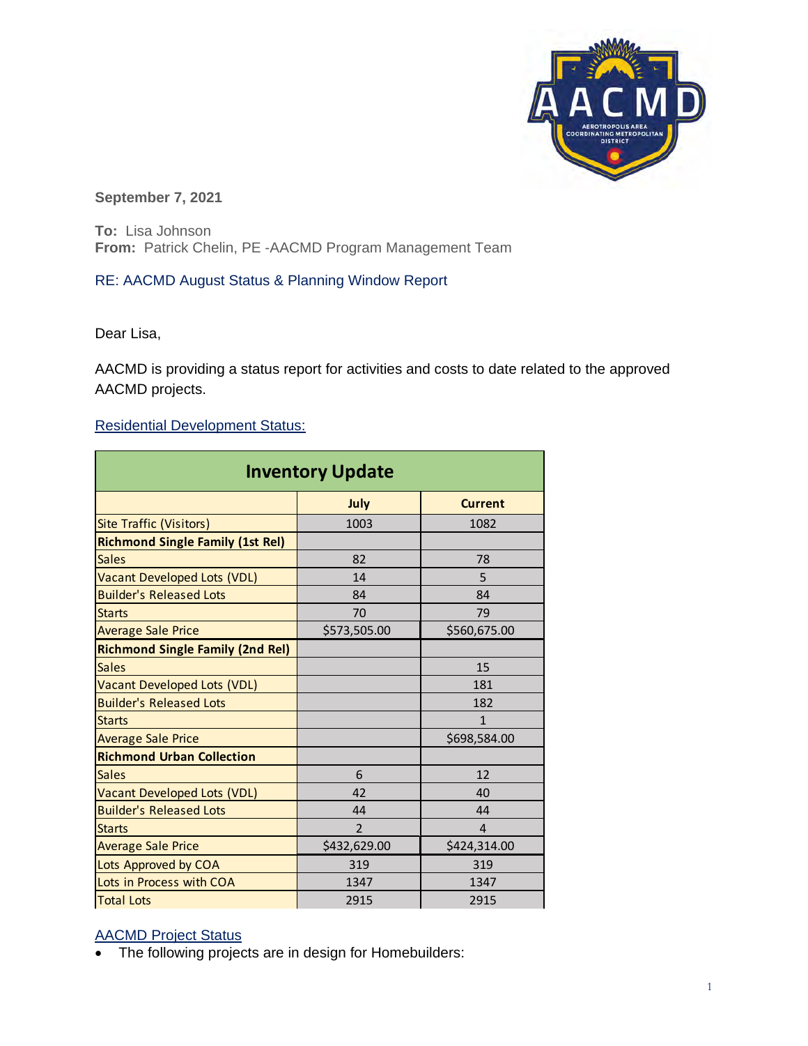September 7, 2021

**To:** Lisa Johnson
**From:** Patrick Chelin, PE -AACMD Program Management Team

RE: AACMD August Status & Planning Window Report

Dear Lisa,

AACMD is providing a status report for activities and costs to date related to the approved AACMD projects.

Residential Development Status:

| Inventory Update | | |
|---|---|---|
| | **July** | **Current** |
| Site Traffic (Visitors) | 1003 | 1082 |
| **Richmond Single Family (1st Rel)** | | |
| Sales | 82 | 78 |
| Vacant Developed Lots (VDL) | 14 | 5 |
| Builder's Released Lots | 84 | 84 |
| Starts | 70 | 79 |
| Average Sale Price | $573,505.00 | $560,675.00 |
| **Richmond Single Family (2nd Rel)** | | |
| Sales | | 15 |
| Vacant Developed Lots (VDL) | | 181 |
| Builder's Released Lots | | 182 |
| Starts | | 1 |
| Average Sale Price | | $698,584.00 |
| **Richmond Urban Collection** | | |
| Sales | 6 | 12 |
| Vacant Developed Lots (VDL) | 42 | 40 |
| Builder's Released Lots | 44 | 44 |
| Starts | 2 | 4 |
| Average Sale Price | $432,629.00 | $424,314.00 |
| Lots Approved by COA | 319 | 319 |
| Lots in Process with COA | 1347 | 1347 |
| Total Lots | 2915 | 2915 |

AACMD Project Status

- The following projects are in design for Homebuilders: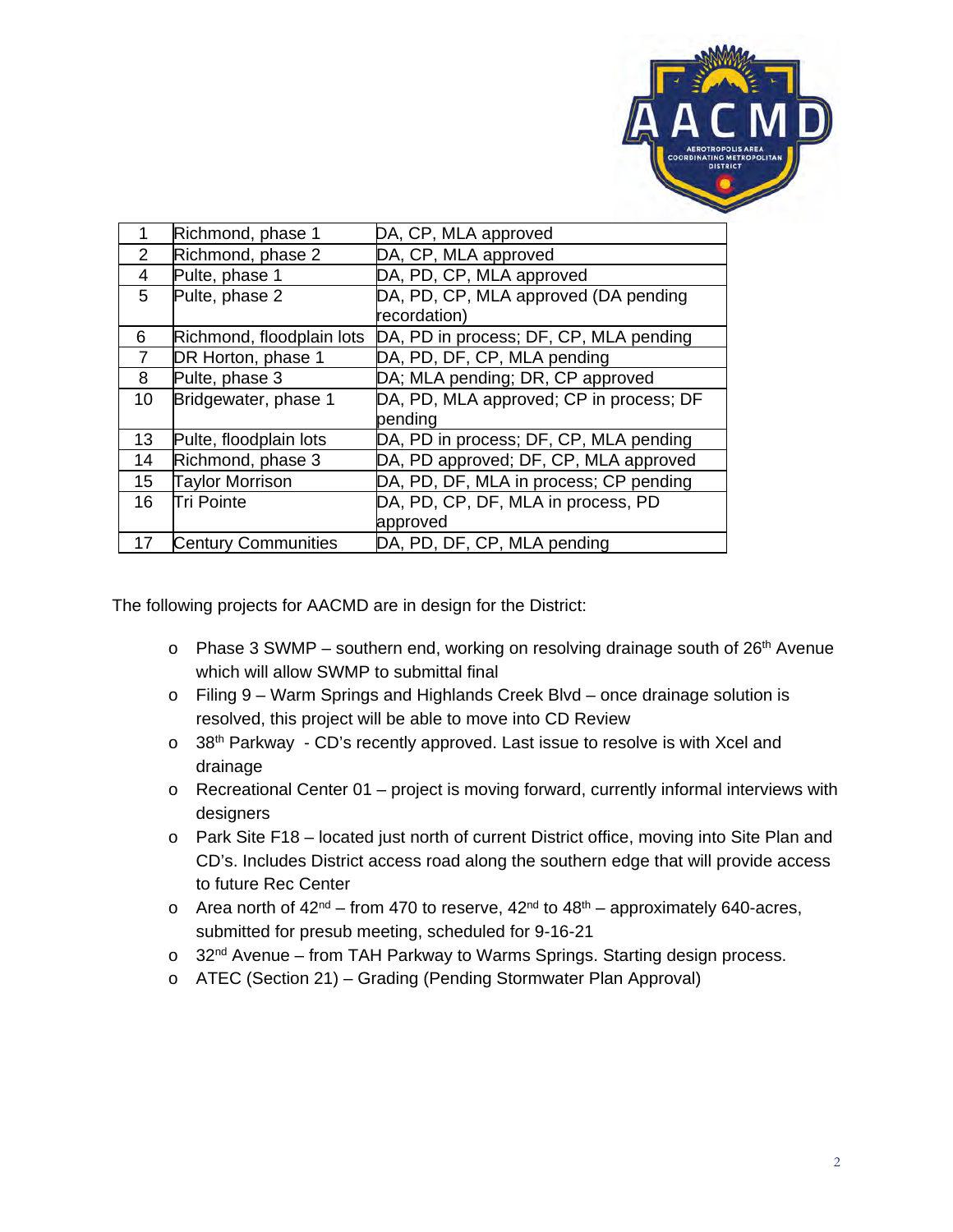| 1 | Richmond, phase 1 | DA, CP, MLA approved |
|---|---|---|
| 2 | Richmond, phase 2 | DA, CP, MLA approved |
| 4 | Pulte, phase 1 | DA, PD, CP, MLA approved |
| 5 | Pulte, phase 2 | DA, PD, CP, MLA approved (DA pending recordation) |
| 6 | Richmond, floodplain lots | DA, PD in process; DF, CP, MLA pending |
| 7 | DR Horton, phase 1 | DA, PD, DF, CP, MLA pending |
| 8 | Pulte, phase 3 | DA; MLA pending; DR, CP approved |
| 10 | Bridgewater, phase 1 | DA, PD, MLA approved; CP in process; DF pending |
| 13 | Pulte, floodplain lots | DA, PD in process; DF, CP, MLA pending |
| 14 | Richmond, phase 3 | DA, PD approved; DF, CP, MLA approved |
| 15 | Taylor Morrison | DA, PD, DF, MLA in process; CP pending |
| 16 | Tri Pointe | DA, PD, CP, DF, MLA in process, PD approved |
| 17 | Century Communities | DA, PD, DF, CP, MLA pending |

The following projects for AACMD are in design for the District:

- Phase 3 SWMP – southern end, working on resolving drainage south of 26th Avenue which will allow SWMP to submittal final
- Filing 9 – Warm Springs and Highlands Creek Blvd – once drainage solution is resolved, this project will be able to move into CD Review
- 38th Parkway - CD's recently approved. Last issue to resolve is with Xcel and drainage
- Recreational Center 01 – project is moving forward, currently informal interviews with designers
- Park Site F18 – located just north of current District office, moving into Site Plan and CD's. Includes District access road along the southern edge that will provide access to future Rec Center
- Area north of 42nd – from 470 to reserve, 42nd to 48th – approximately 640-acres, submitted for presub meeting, scheduled for 9-16-21
- 32nd Avenue – from TAH Parkway to Warms Springs. Starting design process.
- ATEC (Section 21) – Grading (Pending Stormwater Plan Approval)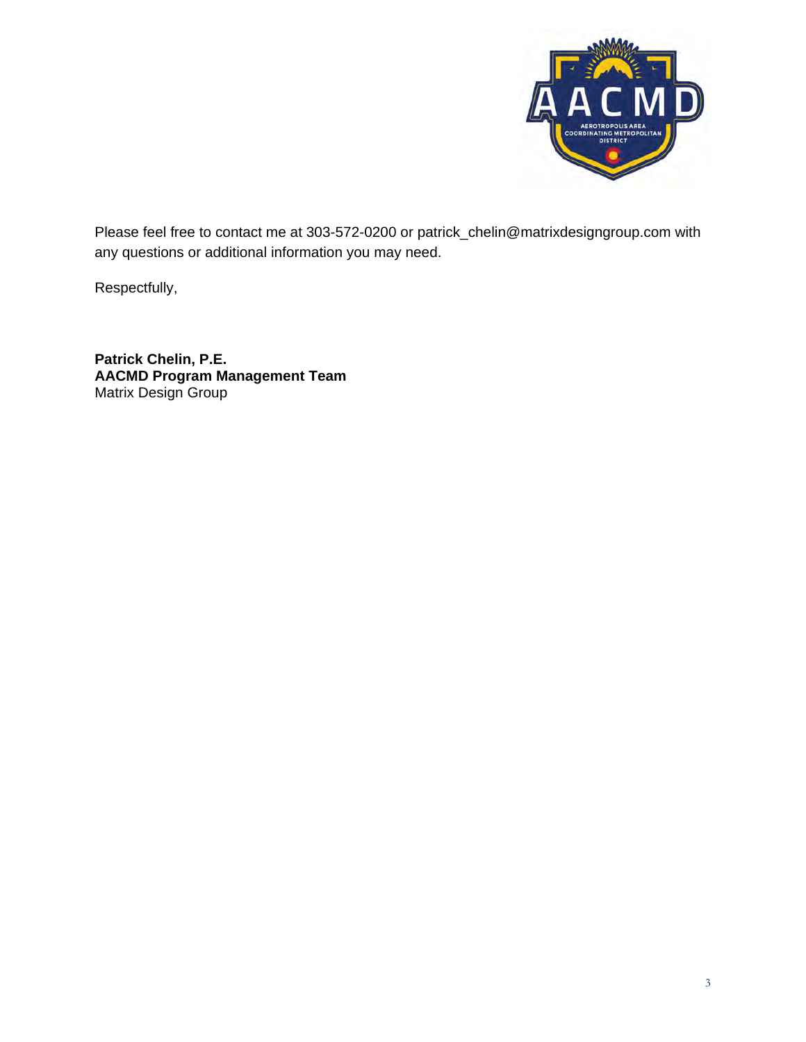Please feel free to contact me at 303-572-0200 or patrick_chelin@matrixdesigngroup.com with any questions or additional information you may need.

Respectfully,

**Patrick Chelin, P.E.**  
**AACMD Program Management Team**  
Matrix Design Group